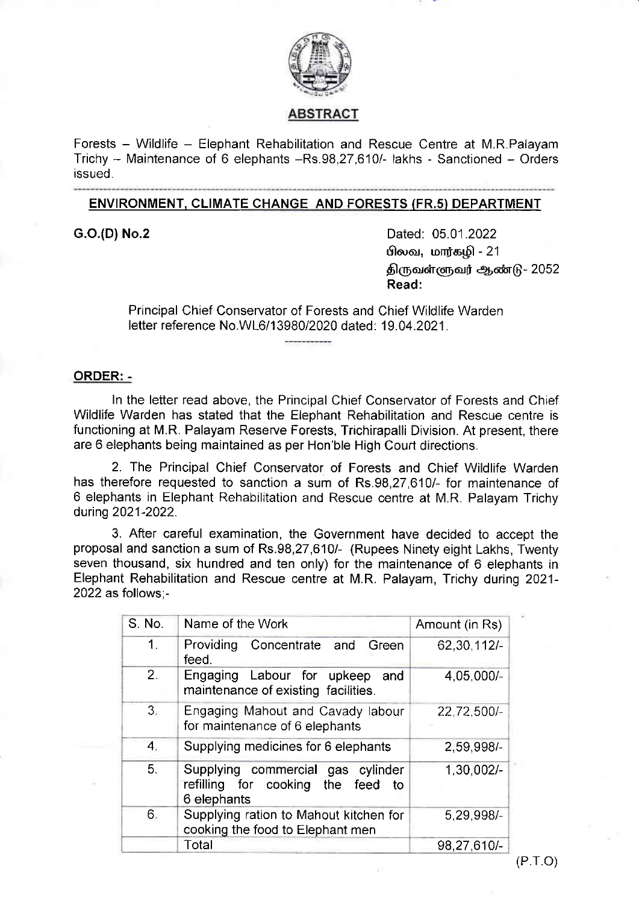## ABSTRACT

Forests – Wildlife – Elephant Rehabilitation and Rescue Centre at M.R.Palayam Trichy – Maintenance of 6 elephants –Rs.98,27,610/- lakhs - Sanctioned – Orders issued.

---

## ENVIRONMENT, CLIMATE CHANGE AND FORESTS (FR.5) DEPARTMENT

**G.O.(D) No.2**

Dated: 05.01.2022
பிலவ, மார்கழி - 21
திருவள்ளுவர் ஆண்டு- 2052
**Read:**

Principal Chief Conservator of Forests and Chief Wildlife Warden letter reference No.WL6/13980/2020 dated: 19.04.2021.

---

**ORDER: -**

In the letter read above, the Principal Chief Conservator of Forests and Chief Wildlife Warden has stated that the Elephant Rehabilitation and Rescue centre is functioning at M.R. Palayam Reserve Forests, Trichirapalli Division. At present, there are 6 elephants being maintained as per Hon'ble High Court directions.

2. The Principal Chief Conservator of Forests and Chief Wildlife Warden has therefore requested to sanction a sum of Rs.98,27,610/- for maintenance of 6 elephants in Elephant Rehabilitation and Rescue centre at M.R. Palayam Trichy during 2021-2022.

3. After careful examination, the Government have decided to accept the proposal and sanction a sum of Rs.98,27,610/- (Rupees Ninety eight Lakhs, Twenty seven thousand, six hundred and ten only) for the maintenance of 6 elephants in Elephant Rehabilitation and Rescue centre at M.R. Palayam, Trichy during 2021-2022 as follows;-

| S. No. | Name of the Work | Amount (in Rs) |
|---|---|---|
| 1. | Providing Concentrate and Green feed. | 62,30,112/- |
| 2. | Engaging Labour for upkeep and maintenance of existing facilities. | 4,05,000/- |
| 3. | Engaging Mahout and Cavady labour for maintenance of 6 elephants | 22,72,500/- |
| 4. | Supplying medicines for 6 elephants | 2,59,998/- |
| 5. | Supplying commercial gas cylinder refilling for cooking the feed to 6 elephants | 1,30,002/- |
| 6. | Supplying ration to Mahout kitchen for cooking the food to Elephant men | 5,29,998/- |
| | Total | 98,27,610/- |

(P.T.O)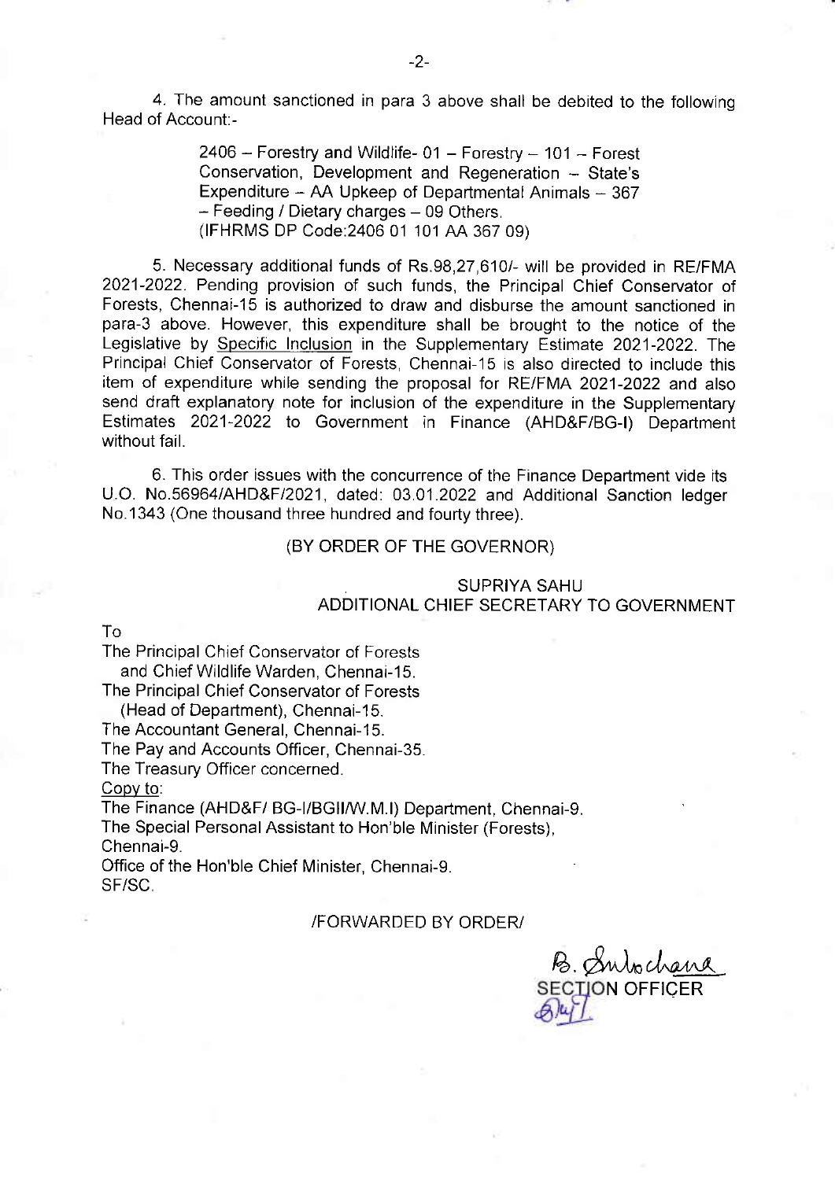4. The amount sanctioned in para 3 above shall be debited to the following Head of Account:-

> 2406 – Forestry and Wildlife- 01 – Forestry – 101 – Forest Conservation, Development and Regeneration – State's Expenditure – AA Upkeep of Departmental Animals – 367 – Feeding / Dietary charges – 09 Others.
> (IFHRMS DP Code:2406 01 101 AA 367 09)

5. Necessary additional funds of Rs.98,27,610/- will be provided in RE/FMA 2021-2022. Pending provision of such funds, the Principal Chief Conservator of Forests, Chennai-15 is authorized to draw and disburse the amount sanctioned in para-3 above. However, this expenditure shall be brought to the notice of the Legislative by Specific Inclusion in the Supplementary Estimate 2021-2022. The Principal Chief Conservator of Forests, Chennai-15 is also directed to include this item of expenditure while sending the proposal for RE/FMA 2021-2022 and also send draft explanatory note for inclusion of the expenditure in the Supplementary Estimates 2021-2022 to Government in Finance (AHD&F/BG-I) Department without fail.

6. This order issues with the concurrence of the Finance Department vide its U.O. No.56964/AHD&F/2021, dated: 03.01.2022 and Additional Sanction ledger No.1343 (One thousand three hundred and fourty three).

(BY ORDER OF THE GOVERNOR)

SUPRIYA SAHU
ADDITIONAL CHIEF SECRETARY TO GOVERNMENT

To

The Principal Chief Conservator of Forests and Chief Wildlife Warden, Chennai-15.
The Principal Chief Conservator of Forests (Head of Department), Chennai-15.
The Accountant General, Chennai-15.
The Pay and Accounts Officer, Chennai-35.
The Treasury Officer concerned.

Copy to:

The Finance (AHD&F/ BG-I/BGII/W.M.I) Department, Chennai-9.
The Special Personal Assistant to Hon'ble Minister (Forests), Chennai-9.
Office of the Hon'ble Chief Minister, Chennai-9.
SF/SC.

/FORWARDED BY ORDER/

B. Sulochana
SECTION OFFICER